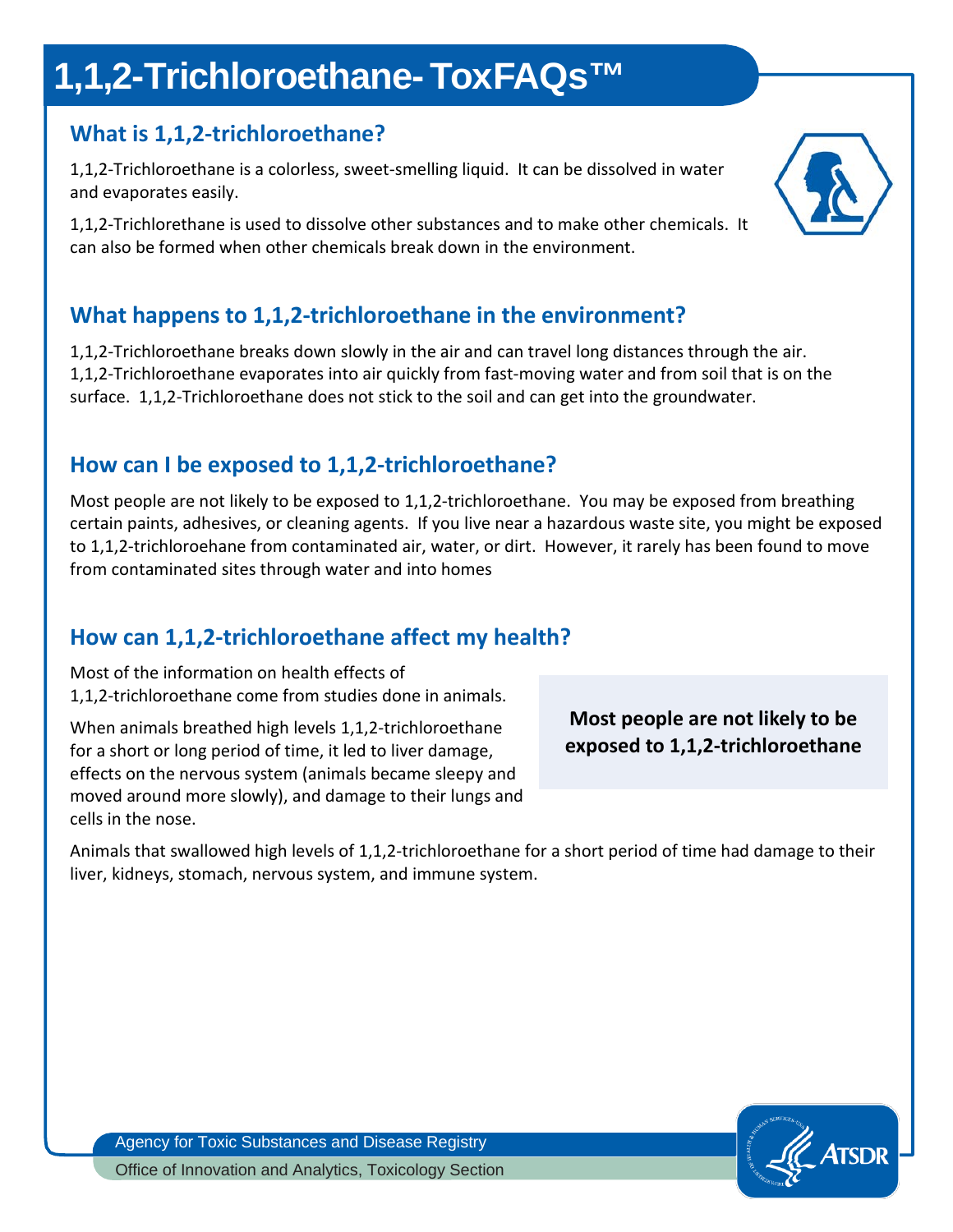# 1,1,2-Trichloroethane- ToxFAQs™

## What is 1,1,2-trichloroethane?

1,1,2-Trichloroethane is a colorless, sweet-smelling liquid. It can be dissolved in water and evaporates easily.

1,1,2-Trichlorethane is used to dissolve other substances and to make other chemicals. It can also be formed when other chemicals break down in the environment.

## What happens to 1,1,2-trichloroethane in the environment?

1,1,2-Trichloroethane breaks down slowly in the air and can travel long distances through the air. 1,1,2-Trichloroethane evaporates into air quickly from fast-moving water and from soil that is on the surface. 1,1,2-Trichloroethane does not stick to the soil and can get into the groundwater.

## How can I be exposed to 1,1,2-trichloroethane?

Most people are not likely to be exposed to 1,1,2-trichloroethane. You may be exposed from breathing certain paints, adhesives, or cleaning agents. If you live near a hazardous waste site, you might be exposed to 1,1,2-trichloroehane from contaminated air, water, or dirt. However, it rarely has been found to move from contaminated sites through water and into homes

## How can 1,1,2-trichloroethane affect my health?

Most of the information on health effects of 1,1,2-trichloroethane come from studies done in animals.

When animals breathed high levels 1,1,2-trichloroethane for a short or long period of time, it led to liver damage, effects on the nervous system (animals became sleepy and moved around more slowly), and damage to their lungs and cells in the nose.

**Most people are not likely to be exposed to 1,1,2-trichloroethane**

Animals that swallowed high levels of 1,1,2-trichloroethane for a short period of time had damage to their liver, kidneys, stomach, nervous system, and immune system.

Agency for Toxic Substances and Disease Registry

Office of Innovation and Analytics, Toxicology Section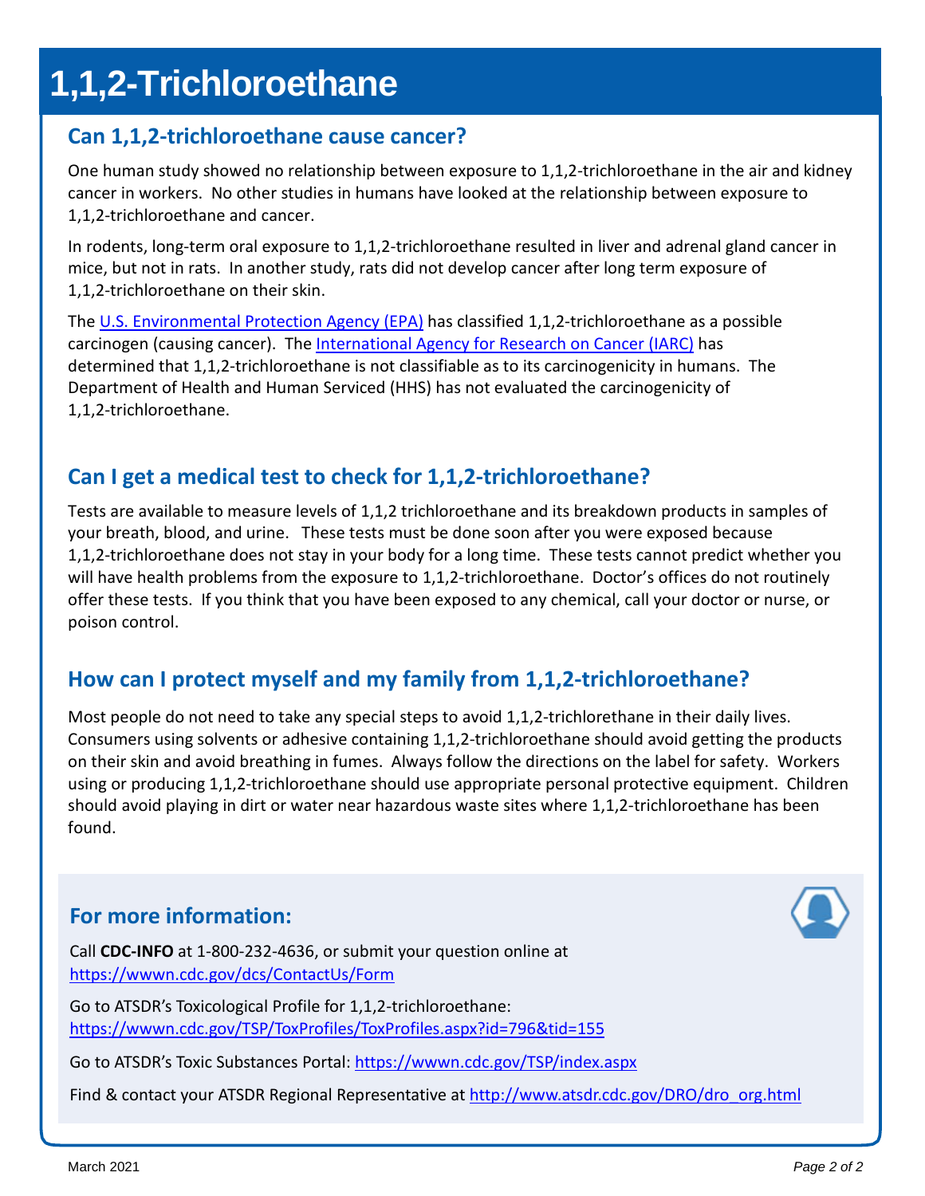# 1,1,2-Trichloroethane

## Can 1,1,2-trichloroethane cause cancer?

One human study showed no relationship between exposure to 1,1,2-trichloroethane in the air and kidney cancer in workers. No other studies in humans have looked at the relationship between exposure to 1,1,2-trichloroethane and cancer.

In rodents, long-term oral exposure to 1,1,2-trichloroethane resulted in liver and adrenal gland cancer in mice, but not in rats. In another study, rats did not develop cancer after long term exposure of 1,1,2-trichloroethane on their skin.

The U.S. Environmental Protection Agency (EPA) has classified 1,1,2-trichloroethane as a possible carcinogen (causing cancer). The International Agency for Research on Cancer (IARC) has determined that 1,1,2-trichloroethane is not classifiable as to its carcinogenicity in humans. The Department of Health and Human Serviced (HHS) has not evaluated the carcinogenicity of 1,1,2-trichloroethane.

## Can I get a medical test to check for 1,1,2-trichloroethane?

Tests are available to measure levels of 1,1,2 trichloroethane and its breakdown products in samples of your breath, blood, and urine. These tests must be done soon after you were exposed because 1,1,2-trichloroethane does not stay in your body for a long time. These tests cannot predict whether you will have health problems from the exposure to 1,1,2-trichloroethane. Doctor's offices do not routinely offer these tests. If you think that you have been exposed to any chemical, call your doctor or nurse, or poison control.

## How can I protect myself and my family from 1,1,2-trichloroethane?

Most people do not need to take any special steps to avoid 1,1,2-trichlorethane in their daily lives. Consumers using solvents or adhesive containing 1,1,2-trichloroethane should avoid getting the products on their skin and avoid breathing in fumes. Always follow the directions on the label for safety. Workers using or producing 1,1,2-trichloroethane should use appropriate personal protective equipment. Children should avoid playing in dirt or water near hazardous waste sites where 1,1,2-trichloroethane has been found.

## For more information:

Call **CDC-INFO** at 1-800-232-4636, or submit your question online at https://wwwn.cdc.gov/dcs/ContactUs/Form

Go to ATSDR's Toxicological Profile for 1,1,2-trichloroethane: https://wwwn.cdc.gov/TSP/ToxProfiles/ToxProfiles.aspx?id=796&tid=155

Go to ATSDR's Toxic Substances Portal: https://wwwn.cdc.gov/TSP/index.aspx

Find & contact your ATSDR Regional Representative at http://www.atsdr.cdc.gov/DRO/dro_org.html

March 2021